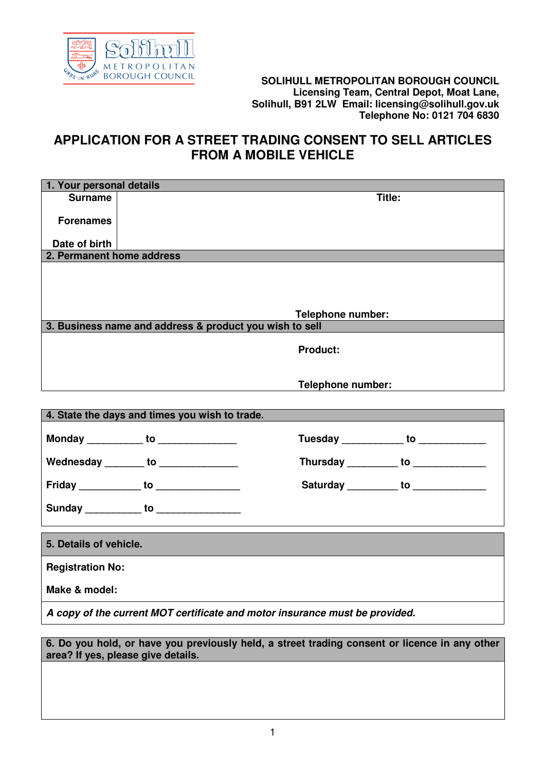SOLIHULL METROPOLITAN BOROUGH COUNCIL
Licensing Team, Central Depot, Moat Lane,
Solihull, B91 2LW Email: licensing@solihull.gov.uk
Telephone No: 0121 704 6830

# APPLICATION FOR A STREET TRADING CONSENT TO SELL ARTICLES FROM A MOBILE VEHICLE

## 1. Your personal details

| | |
|---|---|
| **Surname** | **Title:** |
| **Forenames** | |
| **Date of birth** | |

## 2. Permanent home address

**Telephone number:**

## 3. Business name and address & product you wish to sell

**Product:**

**Telephone number:**

## 4. State the days and times you wish to trade.

**Monday** __________ **to** ______________

**Tuesday** ___________ **to** ____________

**Wednesday** _______ **to** ______________

**Thursday** _________ **to** _____________

**Friday** ___________ **to** _______________

**Saturday** _________ **to** _____________

**Sunday** __________ **to** _______________

## 5. Details of vehicle.

**Registration No:**

**Make & model:**

***A copy of the current MOT certificate and motor insurance must be provided.***

## 6. Do you hold, or have you previously held, a street trading consent or licence in any other area? If yes, please give details.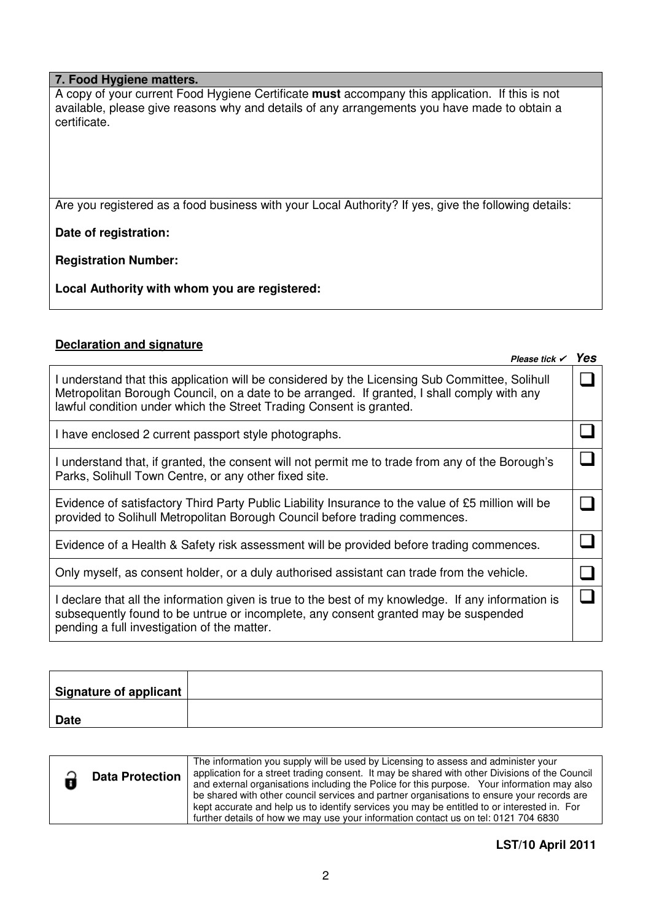## 7. Food Hygiene matters.

A copy of your current Food Hygiene Certificate **must** accompany this application. If this is not available, please give reasons why and details of any arrangements you have made to obtain a certificate.

Are you registered as a food business with your Local Authority? If yes, give the following details:

**Date of registration:**

**Registration Number:**

**Local Authority with whom you are registered:**

## Declaration and signature

| | *Please tick ✓* ***Yes*** |
|---|---|
| I understand that this application will be considered by the Licensing Sub Committee, Solihull Metropolitan Borough Council, on a date to be arranged. If granted, I shall comply with any lawful condition under which the Street Trading Consent is granted. | ☐ |
| I have enclosed 2 current passport style photographs. | ☐ |
| I understand that, if granted, the consent will not permit me to trade from any of the Borough's Parks, Solihull Town Centre, or any other fixed site. | ☐ |
| Evidence of satisfactory Third Party Public Liability Insurance to the value of £5 million will be provided to Solihull Metropolitan Borough Council before trading commences. | ☐ |
| Evidence of a Health & Safety risk assessment will be provided before trading commences. | ☐ |
| Only myself, as consent holder, or a duly authorised assistant can trade from the vehicle. | ☐ |
| I declare that all the information given is true to the best of my knowledge. If any information is subsequently found to be untrue or incomplete, any consent granted may be suspended pending a full investigation of the matter. | ☐ |

| | |
|---|---|
| **Signature of applicant** | |
| **Date** | |

| | |
|---|---|
| **Data Protection** | The information you supply will be used by Licensing to assess and administer your application for a street trading consent. It may be shared with other Divisions of the Council and external organisations including the Police for this purpose. Your information may also be shared with other council services and partner organisations to ensure your records are kept accurate and help us to identify services you may be entitled to or interested in. For further details of how we may use your information contact us on tel: 0121 704 6830 |

**LST/10 April 2011**